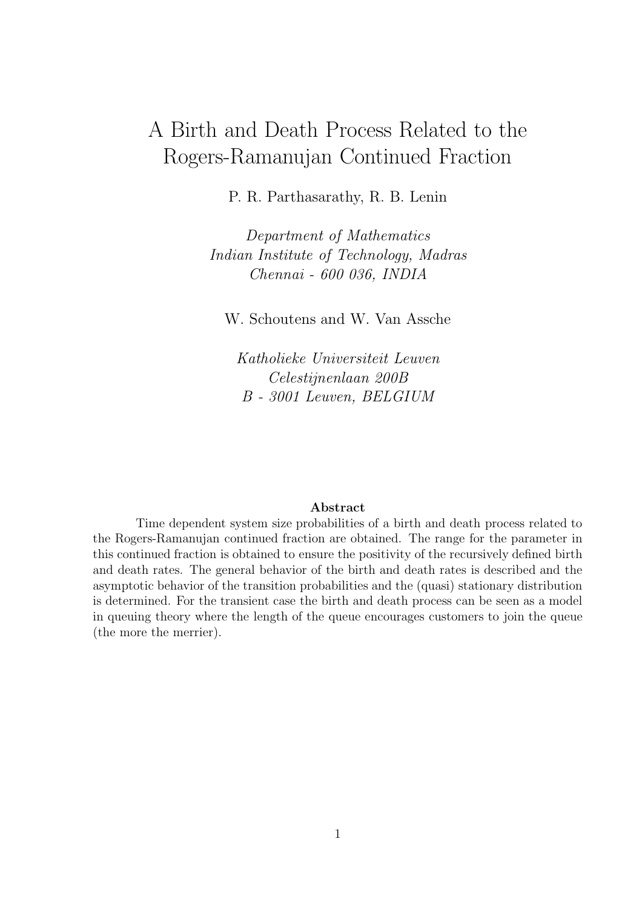# A Birth and Death Process Related to the Rogers-Ramanujan Continued Fraction

P. R. Parthasarathy, R. B. Lenin

*Department of Mathematics*
*Indian Institute of Technology, Madras*
*Chennai - 600 036, INDIA*

W. Schoutens and W. Van Assche

*Katholieke Universiteit Leuven*
*Celestijnenlaan 200B*
*B - 3001 Leuven, BELGIUM*

**Abstract**

Time dependent system size probabilities of a birth and death process related to the Rogers-Ramanujan continued fraction are obtained. The range for the parameter in this continued fraction is obtained to ensure the positivity of the recursively defined birth and death rates. The general behavior of the birth and death rates is described and the asymptotic behavior of the transition probabilities and the (quasi) stationary distribution is determined. For the transient case the birth and death process can be seen as a model in queuing theory where the length of the queue encourages customers to join the queue (the more the merrier).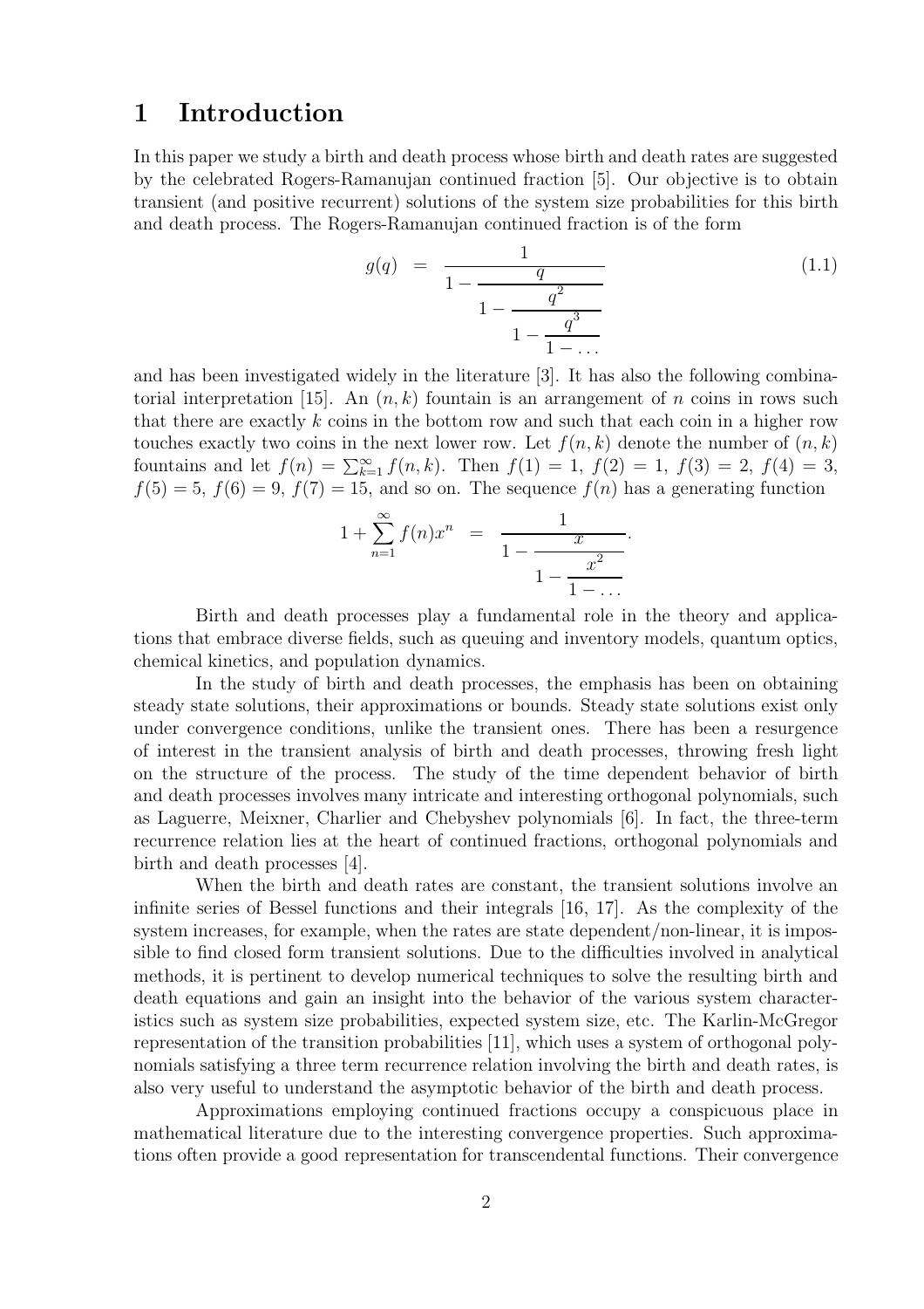# 1 Introduction

In this paper we study a birth and death process whose birth and death rates are suggested by the celebrated Rogers-Ramanujan continued fraction [5]. Our objective is to obtain transient (and positive recurrent) solutions of the system size probabilities for this birth and death process. The Rogers-Ramanujan continued fraction is of the form

$$g(q) \;=\; \cfrac{1}{1-\cfrac{q}{1-\cfrac{q^2}{1-\cfrac{q^3}{1-\dots}}}} \tag{1.1}$$

and has been investigated widely in the literature [3]. It has also the following combinatorial interpretation [15]. An $(n,k)$ fountain is an arrangement of $n$ coins in rows such that there are exactly $k$ coins in the bottom row and such that each coin in a higher row touches exactly two coins in the next lower row. Let $f(n,k)$ denote the number of $(n,k)$ fountains and let $f(n) = \sum_{k=1}^{\infty} f(n,k)$. Then $f(1) = 1$, $f(2) = 1$, $f(3) = 2$, $f(4) = 3$, $f(5) = 5$, $f(6) = 9$, $f(7) = 15$, and so on. The sequence $f(n)$ has a generating function

$$1 + \sum_{n=1}^{\infty} f(n)x^n \;=\; \cfrac{1}{1-\cfrac{x}{1-\cfrac{x^2}{1-\dots}}}.$$

Birth and death processes play a fundamental role in the theory and applications that embrace diverse fields, such as queuing and inventory models, quantum optics, chemical kinetics, and population dynamics.

In the study of birth and death processes, the emphasis has been on obtaining steady state solutions, their approximations or bounds. Steady state solutions exist only under convergence conditions, unlike the transient ones. There has been a resurgence of interest in the transient analysis of birth and death processes, throwing fresh light on the structure of the process. The study of the time dependent behavior of birth and death processes involves many intricate and interesting orthogonal polynomials, such as Laguerre, Meixner, Charlier and Chebyshev polynomials [6]. In fact, the three-term recurrence relation lies at the heart of continued fractions, orthogonal polynomials and birth and death processes [4].

When the birth and death rates are constant, the transient solutions involve an infinite series of Bessel functions and their integrals [16, 17]. As the complexity of the system increases, for example, when the rates are state dependent/non-linear, it is impossible to find closed form transient solutions. Due to the difficulties involved in analytical methods, it is pertinent to develop numerical techniques to solve the resulting birth and death equations and gain an insight into the behavior of the various system characteristics such as system size probabilities, expected system size, etc. The Karlin-McGregor representation of the transition probabilities [11], which uses a system of orthogonal polynomials satisfying a three term recurrence relation involving the birth and death rates, is also very useful to understand the asymptotic behavior of the birth and death process.

Approximations employing continued fractions occupy a conspicuous place in mathematical literature due to the interesting convergence properties. Such approximations often provide a good representation for transcendental functions. Their convergence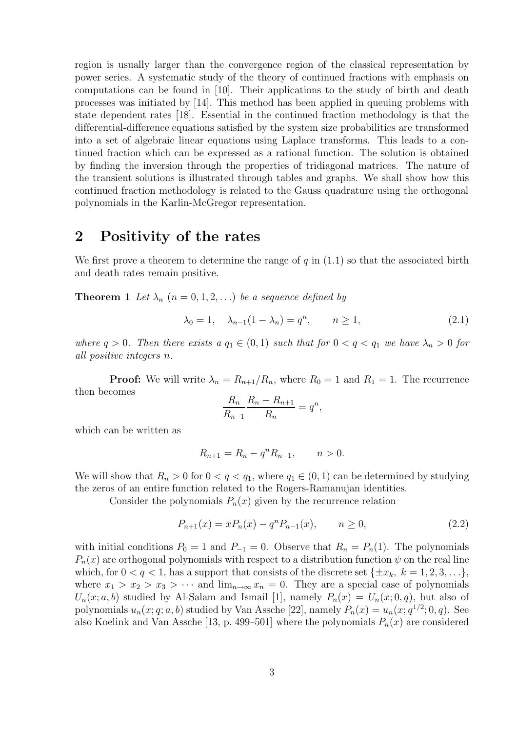region is usually larger than the convergence region of the classical representation by power series. A systematic study of the theory of continued fractions with emphasis on computations can be found in [10]. Their applications to the study of birth and death processes was initiated by [14]. This method has been applied in queuing problems with state dependent rates [18]. Essential in the continued fraction methodology is that the differential-difference equations satisfied by the system size probabilities are transformed into a set of algebraic linear equations using Laplace transforms. This leads to a continued fraction which can be expressed as a rational function. The solution is obtained by finding the inversion through the properties of tridiagonal matrices. The nature of the transient solutions is illustrated through tables and graphs. We shall show how this continued fraction methodology is related to the Gauss quadrature using the orthogonal polynomials in the Karlin-McGregor representation.

## 2 Positivity of the rates

We first prove a theorem to determine the range of $q$ in (1.1) so that the associated birth and death rates remain positive.

**Theorem 1** *Let $\lambda_n$ $(n = 0, 1, 2, \ldots)$ be a sequence defined by*

$$\lambda_0 = 1, \quad \lambda_{n-1}(1 - \lambda_n) = q^n, \qquad n \geq 1, \tag{2.1}$$

*where $q > 0$. Then there exists a $q_1 \in (0, 1)$ such that for $0 < q < q_1$ we have $\lambda_n > 0$ for all positive integers $n$.*

**Proof:** We will write $\lambda_n = R_{n+1}/R_n$, where $R_0 = 1$ and $R_1 = 1$. The recurrence then becomes

$$\frac{R_n}{R_{n-1}} \frac{R_n - R_{n+1}}{R_n} = q^n,$$

which can be written as

$$R_{n+1} = R_n - q^n R_{n-1}, \qquad n > 0.$$

We will show that $R_n > 0$ for $0 < q < q_1$, where $q_1 \in (0, 1)$ can be determined by studying the zeros of an entire function related to the Rogers-Ramanujan identities.

Consider the polynomials $P_n(x)$ given by the recurrence relation

$$P_{n+1}(x) = xP_n(x) - q^n P_{n-1}(x), \qquad n \geq 0, \tag{2.2}$$

with initial conditions $P_0 = 1$ and $P_{-1} = 0$. Observe that $R_n = P_n(1)$. The polynomials $P_n(x)$ are orthogonal polynomials with respect to a distribution function $\psi$ on the real line which, for $0 < q < 1$, has a support that consists of the discrete set $\{\pm x_k,\ k = 1, 2, 3, \ldots\}$, where $x_1 > x_2 > x_3 > \cdots$ and $\lim_{n\to\infty} x_n = 0$. They are a special case of polynomials $U_n(x; a, b)$ studied by Al-Salam and Ismail [1], namely $P_n(x) = U_n(x; 0, q)$, but also of polynomials $u_n(x; q; a, b)$ studied by Van Assche [22], namely $P_n(x) = u_n(x; q^{1/2}; 0, q)$. See also Koelink and Van Assche [13, p. 499–501] where the polynomials $P_n(x)$ are considered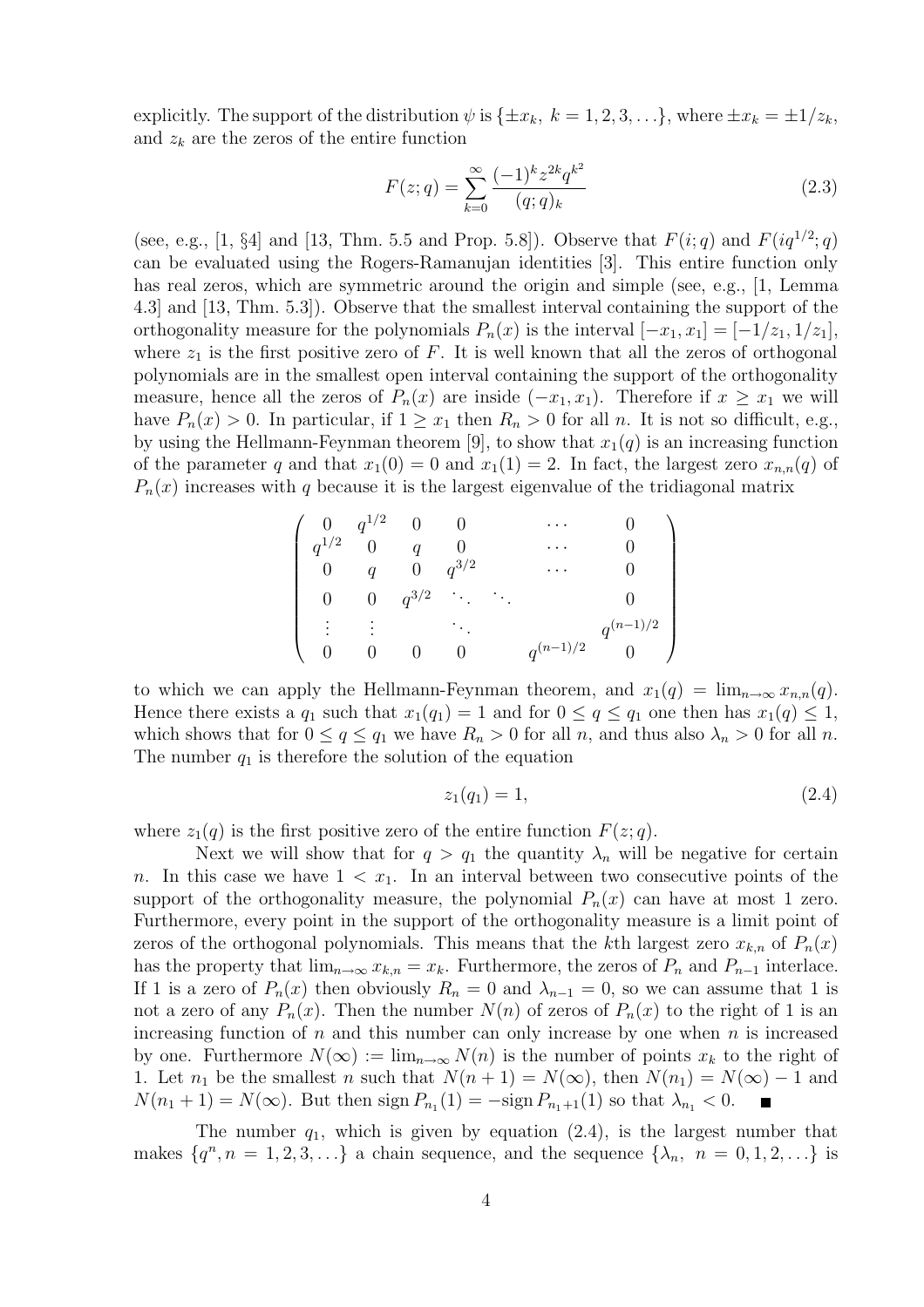explicitly. The support of the distribution $\psi$ is $\{\pm x_k,\ k = 1, 2, 3, \ldots\}$, where $\pm x_k = \pm 1/z_k$, and $z_k$ are the zeros of the entire function

$$F(z; q) = \sum_{k=0}^{\infty} \frac{(-1)^k z^{2k} q^{k^2}}{(q; q)_k} \tag{2.3}$$

(see, e.g., [1, §4] and [13, Thm. 5.5 and Prop. 5.8]). Observe that $F(i; q)$ and $F(iq^{1/2}; q)$ can be evaluated using the Rogers-Ramanujan identities [3]. This entire function only has real zeros, which are symmetric around the origin and simple (see, e.g., [1, Lemma 4.3] and [13, Thm. 5.3]). Observe that the smallest interval containing the support of the orthogonality measure for the polynomials $P_n(x)$ is the interval $[-x_1, x_1] = [-1/z_1, 1/z_1]$, where $z_1$ is the first positive zero of $F$. It is well known that all the zeros of orthogonal polynomials are in the smallest open interval containing the support of the orthogonality measure, hence all the zeros of $P_n(x)$ are inside $(-x_1, x_1)$. Therefore if $x \geq x_1$ we will have $P_n(x) > 0$. In particular, if $1 \geq x_1$ then $R_n > 0$ for all $n$. It is not so difficult, e.g., by using the Hellmann-Feynman theorem [9], to show that $x_1(q)$ is an increasing function of the parameter $q$ and that $x_1(0) = 0$ and $x_1(1) = 2$. In fact, the largest zero $x_{n,n}(q)$ of $P_n(x)$ increases with $q$ because it is the largest eigenvalue of the tridiagonal matrix

$$\begin{pmatrix} 0 & q^{1/2} & 0 & 0 & & \cdots & 0 \\ q^{1/2} & 0 & q & 0 & & \cdots & 0 \\ 0 & q & 0 & q^{3/2} & & \cdots & 0 \\ 0 & 0 & q^{3/2} & \ddots & \ddots & & 0 \\ \vdots & \vdots & & \ddots & & & q^{(n-1)/2} \\ 0 & 0 & 0 & 0 & & q^{(n-1)/2} & 0 \end{pmatrix}$$

to which we can apply the Hellmann-Feynman theorem, and $x_1(q) = \lim_{n\to\infty} x_{n,n}(q)$. Hence there exists a $q_1$ such that $x_1(q_1) = 1$ and for $0 \leq q \leq q_1$ one then has $x_1(q) \leq 1$, which shows that for $0 \leq q \leq q_1$ we have $R_n > 0$ for all $n$, and thus also $\lambda_n > 0$ for all $n$. The number $q_1$ is therefore the solution of the equation

$$z_1(q_1) = 1, \tag{2.4}$$

where $z_1(q)$ is the first positive zero of the entire function $F(z; q)$.

Next we will show that for $q > q_1$ the quantity $\lambda_n$ will be negative for certain $n$. In this case we have $1 < x_1$. In an interval between two consecutive points of the support of the orthogonality measure, the polynomial $P_n(x)$ can have at most 1 zero. Furthermore, every point in the support of the orthogonality measure is a limit point of zeros of the orthogonal polynomials. This means that the $k$th largest zero $x_{k,n}$ of $P_n(x)$ has the property that $\lim_{n\to\infty} x_{k,n} = x_k$. Furthermore, the zeros of $P_n$ and $P_{n-1}$ interlace. If 1 is a zero of $P_n(x)$ then obviously $R_n = 0$ and $\lambda_{n-1} = 0$, so we can assume that 1 is not a zero of any $P_n(x)$. Then the number $N(n)$ of zeros of $P_n(x)$ to the right of 1 is an increasing function of $n$ and this number can only increase by one when $n$ is increased by one. Furthermore $N(\infty) := \lim_{n\to\infty} N(n)$ is the number of points $x_k$ to the right of 1. Let $n_1$ be the smallest $n$ such that $N(n+1) = N(\infty)$, then $N(n_1) = N(\infty) - 1$ and $N(n_1 + 1) = N(\infty)$. But then $\operatorname{sign} P_{n_1}(1) = -\operatorname{sign} P_{n_1+1}(1)$ so that $\lambda_{n_1} < 0$. ■

The number $q_1$, which is given by equation (2.4), is the largest number that makes $\{q^n, n = 1, 2, 3, \ldots\}$ a chain sequence, and the sequence $\{\lambda_n,\ n = 0, 1, 2, \ldots\}$ is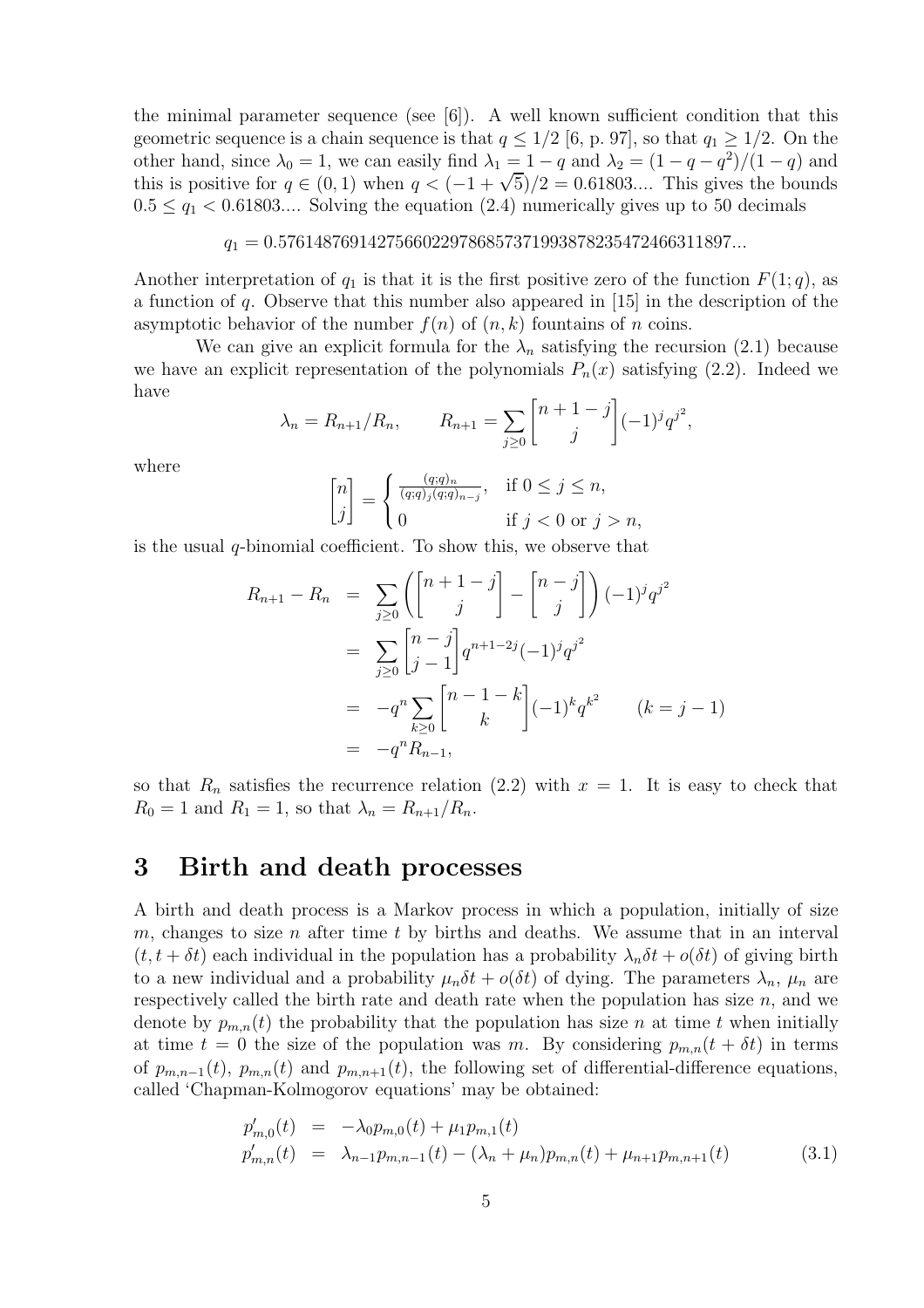the minimal parameter sequence (see [6]). A well known sufficient condition that this geometric sequence is a chain sequence is that $q \leq 1/2$ [6, p. 97], so that $q_1 \geq 1/2$. On the other hand, since $\lambda_0 = 1$, we can easily find $\lambda_1 = 1 - q$ and $\lambda_2 = (1 - q - q^2)/(1 - q)$ and this is positive for $q \in (0, 1)$ when $q < (-1 + \sqrt{5})/2 = 0.61803....$ This gives the bounds $0.5 \leq q_1 < 0.61803....$ Solving the equation (2.4) numerically gives up to 50 decimals

$$q_1 = 0.57614876914275660229786857371993878235472466311897...$$

Another interpretation of $q_1$ is that it is the first positive zero of the function $F(1; q)$, as a function of $q$. Observe that this number also appeared in [15] in the description of the asymptotic behavior of the number $f(n)$ of $(n, k)$ fountains of $n$ coins.

We can give an explicit formula for the $\lambda_n$ satisfying the recursion (2.1) because we have an explicit representation of the polynomials $P_n(x)$ satisfying (2.2). Indeed we have

$$\lambda_n = R_{n+1}/R_n, \qquad R_{n+1} = \sum_{j \geq 0} \begin{bmatrix} n+1-j \\ j \end{bmatrix} (-1)^j q^{j^2},$$

where

$$\begin{bmatrix} n \\ j \end{bmatrix} = \begin{cases} \frac{(q;q)_n}{(q;q)_j (q;q)_{n-j}}, & \text{if } 0 \leq j \leq n, \\ 0 & \text{if } j < 0 \text{ or } j > n, \end{cases}$$

is the usual $q$-binomial coefficient. To show this, we observe that

$$\begin{aligned} R_{n+1} - R_n &= \sum_{j \geq 0} \left( \begin{bmatrix} n+1-j \\ j \end{bmatrix} - \begin{bmatrix} n-j \\ j \end{bmatrix} \right) (-1)^j q^{j^2} \\ &= \sum_{j \geq 0} \begin{bmatrix} n-j \\ j-1 \end{bmatrix} q^{n+1-2j} (-1)^j q^{j^2} \\ &= -q^n \sum_{k \geq 0} \begin{bmatrix} n-1-k \\ k \end{bmatrix} (-1)^k q^{k^2} \qquad (k = j-1) \\ &= -q^n R_{n-1}, \end{aligned}$$

so that $R_n$ satisfies the recurrence relation (2.2) with $x = 1$. It is easy to check that $R_0 = 1$ and $R_1 = 1$, so that $\lambda_n = R_{n+1}/R_n$.

# 3 Birth and death processes

A birth and death process is a Markov process in which a population, initially of size $m$, changes to size $n$ after time $t$ by births and deaths. We assume that in an interval $(t, t + \delta t)$ each individual in the population has a probability $\lambda_n \delta t + o(\delta t)$ of giving birth to a new individual and a probability $\mu_n \delta t + o(\delta t)$ of dying. The parameters $\lambda_n$, $\mu_n$ are respectively called the birth rate and death rate when the population has size $n$, and we denote by $p_{m,n}(t)$ the probability that the population has size $n$ at time $t$ when initially at time $t = 0$ the size of the population was $m$. By considering $p_{m,n}(t + \delta t)$ in terms of $p_{m,n-1}(t)$, $p_{m,n}(t)$ and $p_{m,n+1}(t)$, the following set of differential-difference equations, called 'Chapman-Kolmogorov equations' may be obtained:

$$\begin{aligned} p'_{m,0}(t) &= -\lambda_0 p_{m,0}(t) + \mu_1 p_{m,1}(t) \\ p'_{m,n}(t) &= \lambda_{n-1} p_{m,n-1}(t) - (\lambda_n + \mu_n) p_{m,n}(t) + \mu_{n+1} p_{m,n+1}(t) \end{aligned} \tag{3.1}$$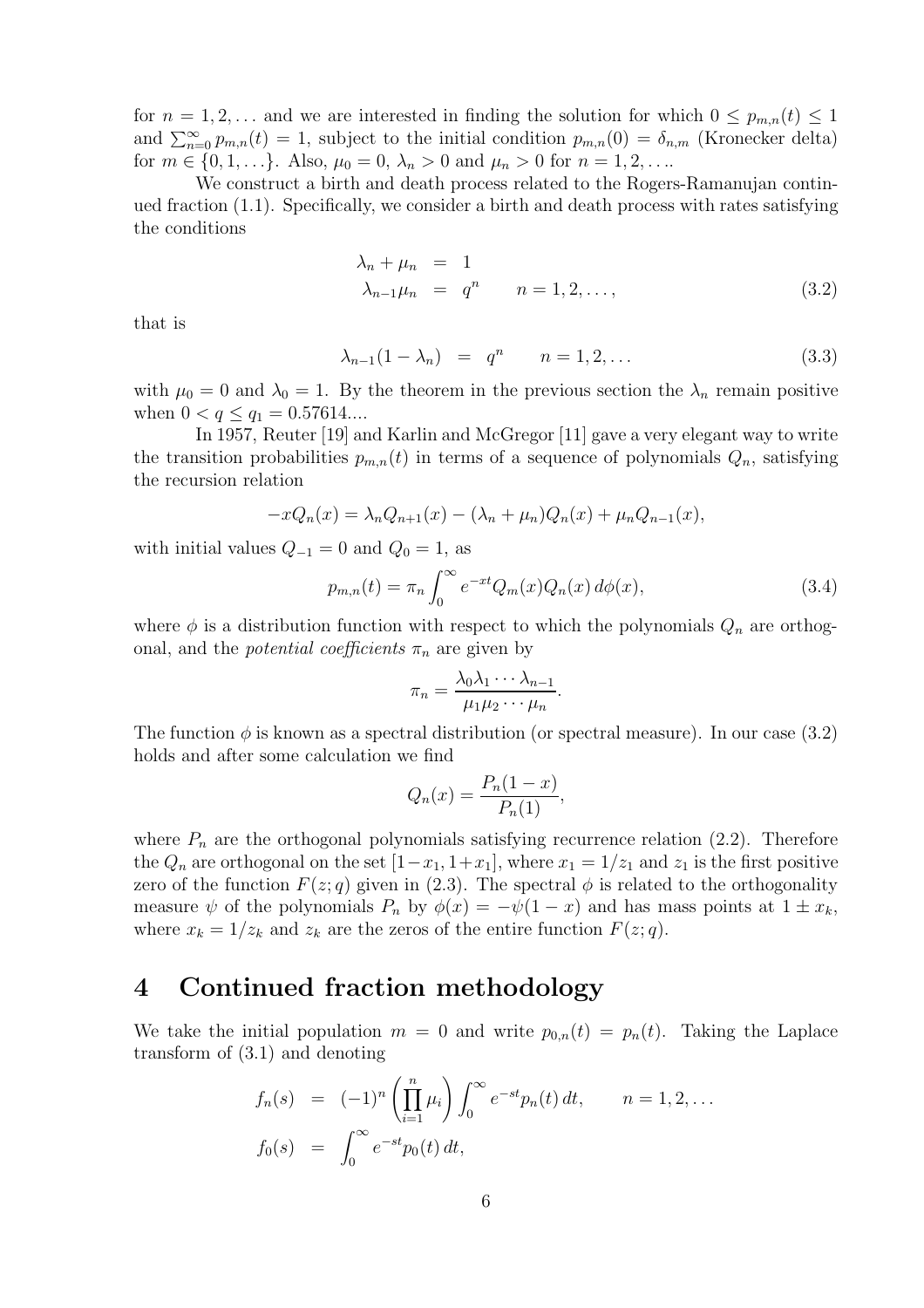for $n = 1, 2, \ldots$ and we are interested in finding the solution for which $0 \leq p_{m,n}(t) \leq 1$ and $\sum_{n=0}^{\infty} p_{m,n}(t) = 1$, subject to the initial condition $p_{m,n}(0) = \delta_{n,m}$ (Kronecker delta) for $m \in \{0, 1, \ldots\}$. Also, $\mu_0 = 0$, $\lambda_n > 0$ and $\mu_n > 0$ for $n = 1, 2, \ldots$.

We construct a birth and death process related to the Rogers-Ramanujan continued fraction (1.1). Specifically, we consider a birth and death process with rates satisfying the conditions

$$
\begin{aligned}
\lambda_n + \mu_n &= 1 \\
\lambda_{n-1}\mu_n &= q^n \qquad n = 1, 2, \ldots,
\end{aligned} \tag{3.2}
$$

that is

$$
\lambda_{n-1}(1 - \lambda_n) = q^n \qquad n = 1, 2, \ldots \tag{3.3}
$$

with $\mu_0 = 0$ and $\lambda_0 = 1$. By the theorem in the previous section the $\lambda_n$ remain positive when $0 < q \leq q_1 = 0.57614\ldots$.

In 1957, Reuter [19] and Karlin and McGregor [11] gave a very elegant way to write the transition probabilities $p_{m,n}(t)$ in terms of a sequence of polynomials $Q_n$, satisfying the recursion relation

$$
-xQ_n(x) = \lambda_n Q_{n+1}(x) - (\lambda_n + \mu_n)Q_n(x) + \mu_n Q_{n-1}(x),
$$

with initial values $Q_{-1} = 0$ and $Q_0 = 1$, as

$$
p_{m,n}(t) = \pi_n \int_0^{\infty} e^{-xt} Q_m(x) Q_n(x)\, d\phi(x), \tag{3.4}
$$

where $\phi$ is a distribution function with respect to which the polynomials $Q_n$ are orthogonal, and the *potential coefficients* $\pi_n$ are given by

$$
\pi_n = \frac{\lambda_0 \lambda_1 \cdots \lambda_{n-1}}{\mu_1 \mu_2 \cdots \mu_n}.
$$

The function $\phi$ is known as a spectral distribution (or spectral measure). In our case (3.2) holds and after some calculation we find

$$
Q_n(x) = \frac{P_n(1-x)}{P_n(1)},
$$

where $P_n$ are the orthogonal polynomials satisfying recurrence relation (2.2). Therefore the $Q_n$ are orthogonal on the set $[1 - x_1, 1 + x_1]$, where $x_1 = 1/z_1$ and $z_1$ is the first positive zero of the function $F(z; q)$ given in (2.3). The spectral $\phi$ is related to the orthogonality measure $\psi$ of the polynomials $P_n$ by $\phi(x) = -\psi(1 - x)$ and has mass points at $1 \pm x_k$, where $x_k = 1/z_k$ and $z_k$ are the zeros of the entire function $F(z; q)$.

# 4 Continued fraction methodology

We take the initial population $m = 0$ and write $p_{0,n}(t) = p_n(t)$. Taking the Laplace transform of (3.1) and denoting

$$
\begin{aligned}
f_n(s) &= (-1)^n \left( \prod_{i=1}^{n} \mu_i \right) \int_0^{\infty} e^{-st} p_n(t)\, dt, \qquad n = 1, 2, \ldots \\
f_0(s) &= \int_0^{\infty} e^{-st} p_0(t)\, dt,
\end{aligned}
$$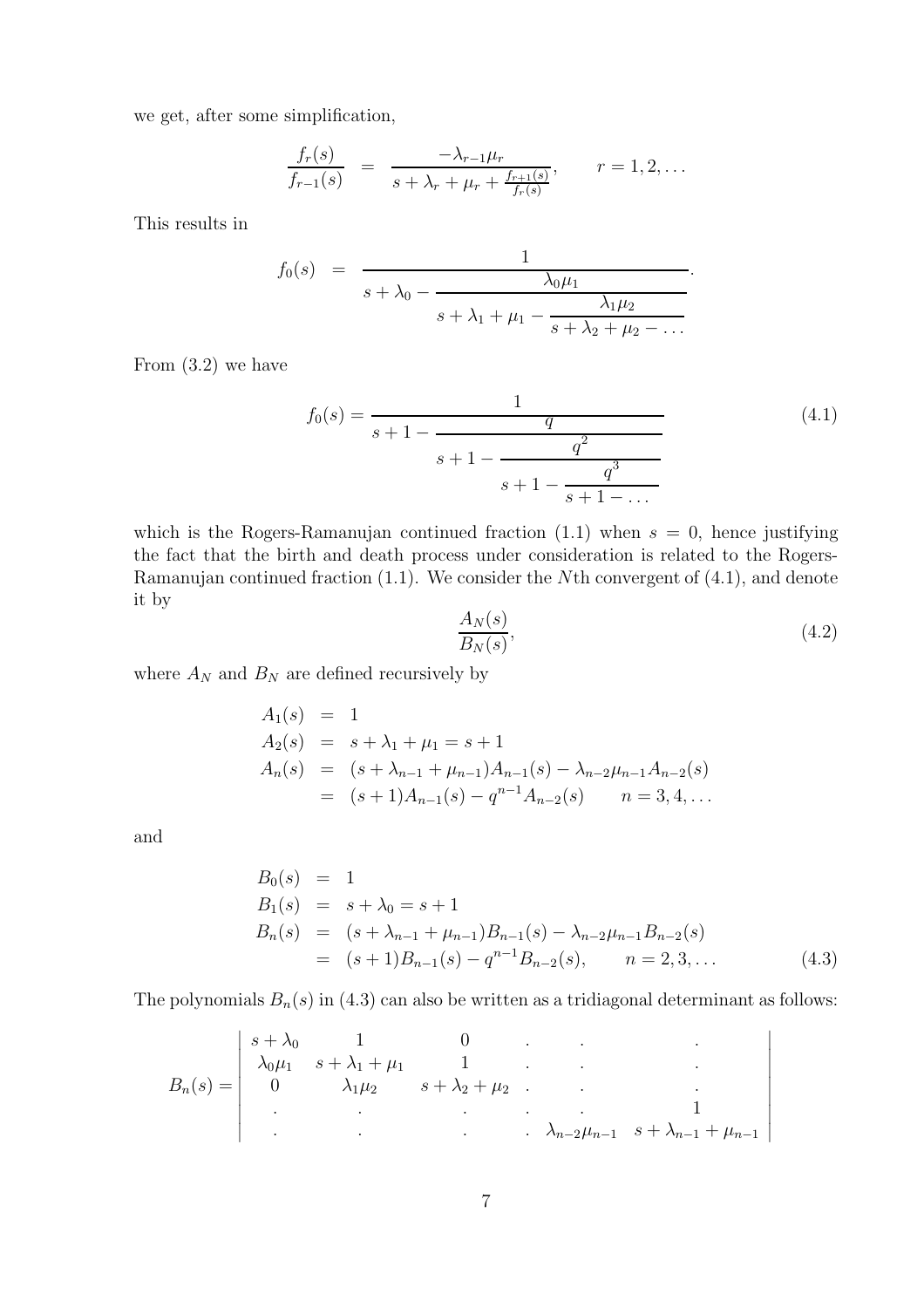we get, after some simplification,

$$\frac{f_r(s)}{f_{r-1}(s)} \quad = \quad \frac{-\lambda_{r-1}\mu_r}{s+\lambda_r+\mu_r+\frac{f_{r+1}(s)}{f_r(s)}}, \qquad r=1,2,\ldots$$

This results in

$$f_0(s) \quad = \quad \cfrac{1}{s+\lambda_0-\cfrac{\lambda_0\mu_1}{s+\lambda_1+\mu_1-\cfrac{\lambda_1\mu_2}{s+\lambda_2+\mu_2-\ldots}}}.$$

From (3.2) we have

$$f_0(s) = \cfrac{1}{s+1-\cfrac{q}{s+1-\cfrac{q^2}{s+1-\cfrac{q^3}{s+1-\ldots}}}} \tag{4.1}$$

which is the Rogers-Ramanujan continued fraction (1.1) when $s=0$, hence justifying the fact that the birth and death process under consideration is related to the Rogers-Ramanujan continued fraction (1.1). We consider the $N$th convergent of (4.1), and denote it by

$$\frac{A_N(s)}{B_N(s)}, \tag{4.2}$$

where $A_N$ and $B_N$ are defined recursively by

$$\begin{aligned}
A_1(s) &= 1 \\
A_2(s) &= s+\lambda_1+\mu_1 = s+1 \\
A_n(s) &= (s+\lambda_{n-1}+\mu_{n-1})A_{n-1}(s) - \lambda_{n-2}\mu_{n-1}A_{n-2}(s) \\
&= (s+1)A_{n-1}(s) - q^{n-1}A_{n-2}(s) \qquad n=3,4,\ldots
\end{aligned}$$

and

$$\begin{aligned}
B_0(s) &= 1 \\
B_1(s) &= s+\lambda_0 = s+1 \\
B_n(s) &= (s+\lambda_{n-1}+\mu_{n-1})B_{n-1}(s) - \lambda_{n-2}\mu_{n-1}B_{n-2}(s) \\
&= (s+1)B_{n-1}(s) - q^{n-1}B_{n-2}(s), \qquad n=2,3,\ldots
\end{aligned} \tag{4.3}$$

The polynomials $B_n(s)$ in (4.3) can also be written as a tridiagonal determinant as follows:

$$B_n(s) = \begin{vmatrix}
s+\lambda_0 & 1 & 0 & . & . & . \\
\lambda_0\mu_1 & s+\lambda_1+\mu_1 & 1 & . & . & . \\
0 & \lambda_1\mu_2 & s+\lambda_2+\mu_2 & . & . & . \\
. & . & . & . & . & 1 \\
. & . & . & . & \lambda_{n-2}\mu_{n-1} & s+\lambda_{n-1}+\mu_{n-1}
\end{vmatrix}$$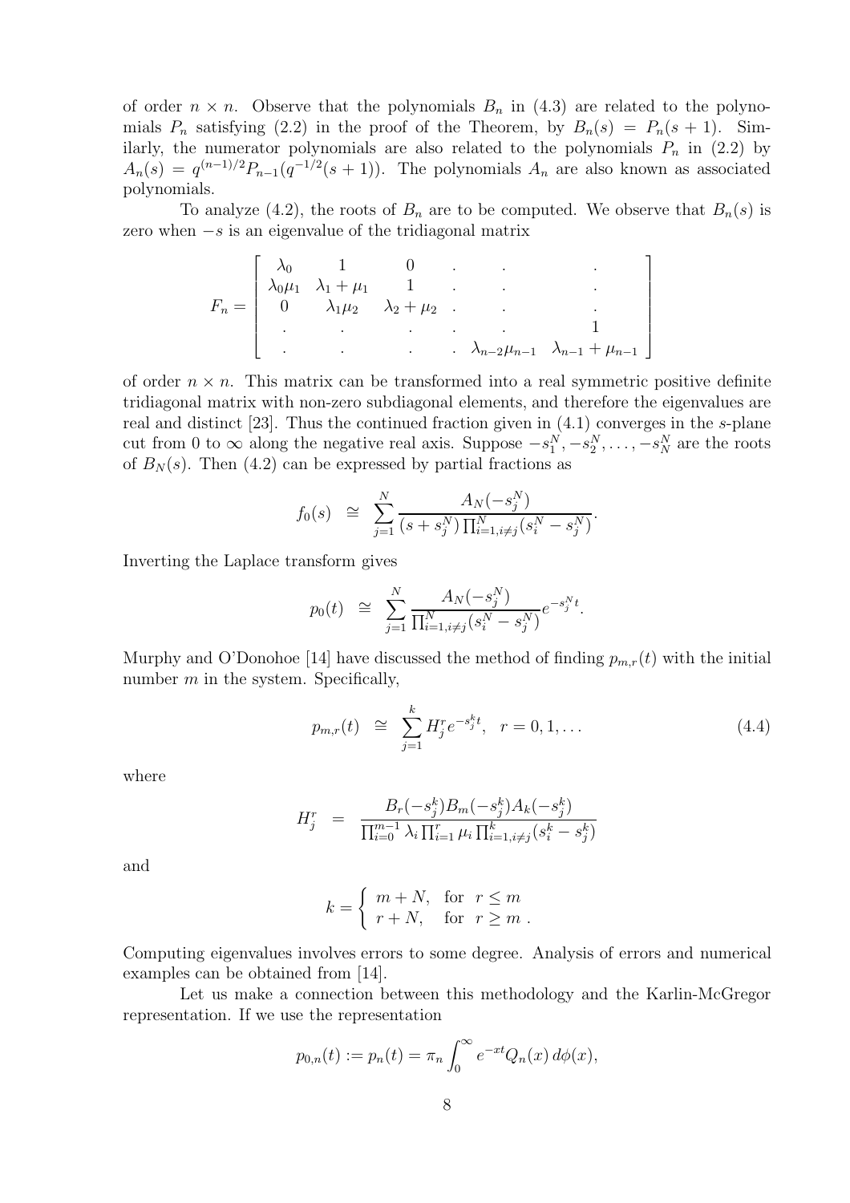of order $n \times n$. Observe that the polynomials $B_n$ in (4.3) are related to the polynomials $P_n$ satisfying (2.2) in the proof of the Theorem, by $B_n(s) = P_n(s+1)$. Similarly, the numerator polynomials are also related to the polynomials $P_n$ in (2.2) by $A_n(s) = q^{(n-1)/2} P_{n-1}(q^{-1/2}(s+1))$. The polynomials $A_n$ are also known as associated polynomials.

To analyze (4.2), the roots of $B_n$ are to be computed. We observe that $B_n(s)$ is zero when $-s$ is an eigenvalue of the tridiagonal matrix

$$F_n = \begin{bmatrix} \lambda_0 & 1 & 0 & . & . & . \\ \lambda_0\mu_1 & \lambda_1 + \mu_1 & 1 & . & . & . \\ 0 & \lambda_1\mu_2 & \lambda_2 + \mu_2 & . & . & . \\ . & . & . & . & . & 1 \\ . & . & . & . & \lambda_{n-2}\mu_{n-1} & \lambda_{n-1} + \mu_{n-1} \end{bmatrix}$$

of order $n \times n$. This matrix can be transformed into a real symmetric positive definite tridiagonal matrix with non-zero subdiagonal elements, and therefore the eigenvalues are real and distinct [23]. Thus the continued fraction given in (4.1) converges in the $s$-plane cut from 0 to $\infty$ along the negative real axis. Suppose $-s_1^N, -s_2^N, \ldots, -s_N^N$ are the roots of $B_N(s)$. Then (4.2) can be expressed by partial fractions as

$$f_0(s) \;\cong\; \sum_{j=1}^{N} \frac{A_N(-s_j^N)}{(s + s_j^N)\prod_{i=1, i\neq j}^{N}(s_i^N - s_j^N)}.$$

Inverting the Laplace transform gives

$$p_0(t) \;\cong\; \sum_{j=1}^{N} \frac{A_N(-s_j^N)}{\prod_{i=1, i\neq j}^{N}(s_i^N - s_j^N)} e^{-s_j^N t}.$$

Murphy and O'Donohoe [14] have discussed the method of finding $p_{m,r}(t)$ with the initial number $m$ in the system. Specifically,

$$p_{m,r}(t) \;\cong\; \sum_{j=1}^{k} H_j^r e^{-s_j^k t}, \quad r = 0, 1, \ldots \tag{4.4}$$

where

$$H_j^r \;=\; \frac{B_r(-s_j^k) B_m(-s_j^k) A_k(-s_j^k)}{\prod_{i=0}^{m-1}\lambda_i \prod_{i=1}^{r}\mu_i \prod_{i=1, i\neq j}^{k}(s_i^k - s_j^k)}$$

and

$$k = \begin{cases} m + N, & \text{for } \; r \leq m \\ r + N, & \text{for } \; r \geq m \; . \end{cases}$$

Computing eigenvalues involves errors to some degree. Analysis of errors and numerical examples can be obtained from [14].

Let us make a connection between this methodology and the Karlin-McGregor representation. If we use the representation

$$p_{0,n}(t) := p_n(t) = \pi_n \int_0^\infty e^{-xt} Q_n(x)\, d\phi(x),$$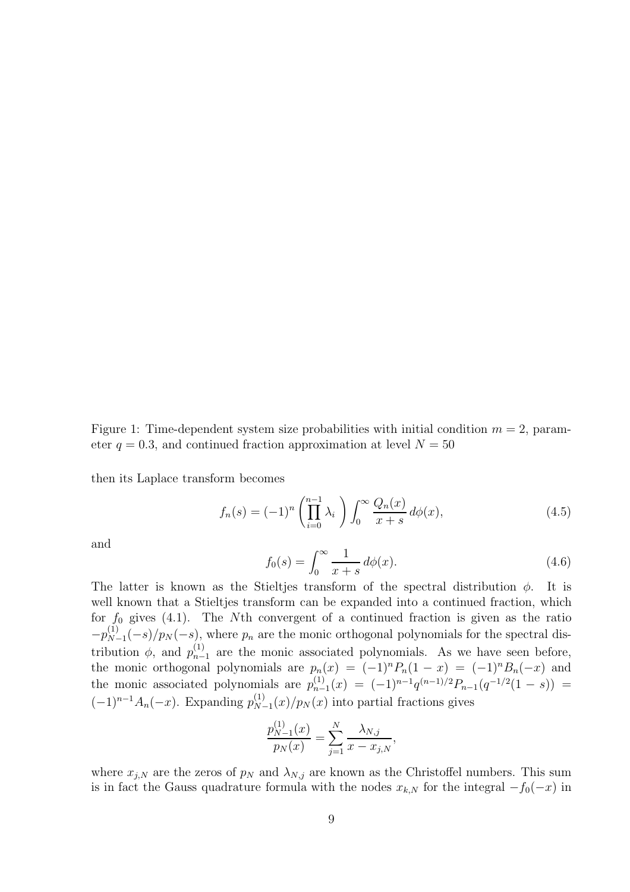Figure 1: Time-dependent system size probabilities with initial condition $m = 2$, parameter $q = 0.3$, and continued fraction approximation at level $N = 50$

then its Laplace transform becomes

$$f_n(s) = (-1)^n \left( \prod_{i=0}^{n-1} \lambda_i \right) \int_0^\infty \frac{Q_n(x)}{x+s} \, d\phi(x), \tag{4.5}$$

and

$$f_0(s) = \int_0^\infty \frac{1}{x+s} \, d\phi(x). \tag{4.6}$$

The latter is known as the Stieltjes transform of the spectral distribution $\phi$. It is well known that a Stieltjes transform can be expanded into a continued fraction, which for $f_0$ gives (4.1). The $N$th convergent of a continued fraction is given as the ratio $-p_{N-1}^{(1)}(-s)/p_N(-s)$, where $p_n$ are the monic orthogonal polynomials for the spectral distribution $\phi$, and $p_{n-1}^{(1)}$ are the monic associated polynomials. As we have seen before, the monic orthogonal polynomials are $p_n(x) = (-1)^n P_n(1-x) = (-1)^n B_n(-x)$ and the monic associated polynomials are $p_{n-1}^{(1)}(x) = (-1)^{n-1} q^{(n-1)/2} P_{n-1}(q^{-1/2}(1-s)) = (-1)^{n-1} A_n(-x)$. Expanding $p_{N-1}^{(1)}(x)/p_N(x)$ into partial fractions gives

$$\frac{p_{N-1}^{(1)}(x)}{p_N(x)} = \sum_{j=1}^{N} \frac{\lambda_{N,j}}{x - x_{j,N}},$$

where $x_{j,N}$ are the zeros of $p_N$ and $\lambda_{N,j}$ are known as the Christoffel numbers. This sum is in fact the Gauss quadrature formula with the nodes $x_{k,N}$ for the integral $-f_0(-x)$ in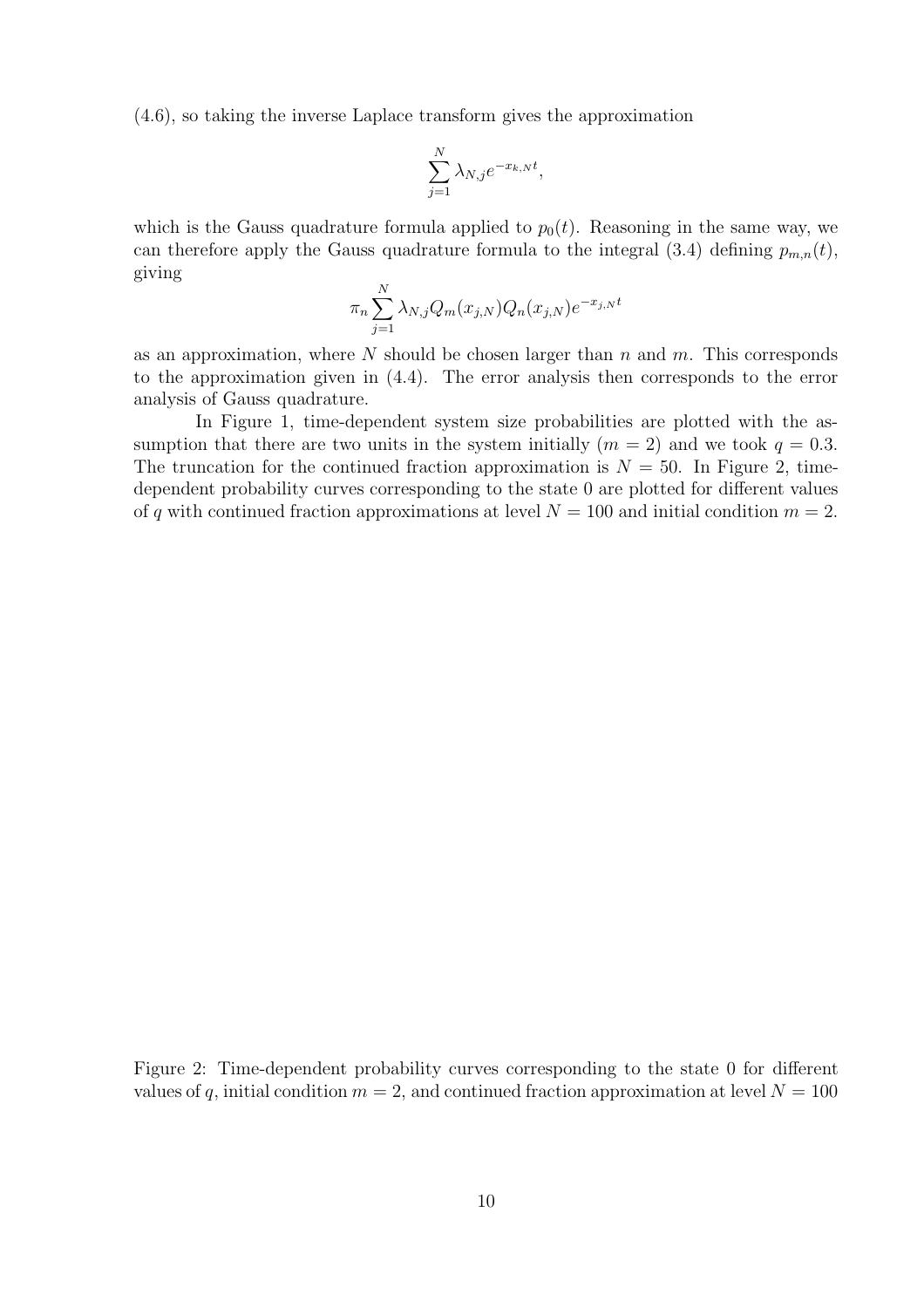(4.6), so taking the inverse Laplace transform gives the approximation

$$\sum_{j=1}^{N} \lambda_{N,j} e^{-x_{k,N} t},$$

which is the Gauss quadrature formula applied to $p_0(t)$. Reasoning in the same way, we can therefore apply the Gauss quadrature formula to the integral (3.4) defining $p_{m,n}(t)$, giving

$$\pi_n \sum_{j=1}^{N} \lambda_{N,j} Q_m(x_{j,N}) Q_n(x_{j,N}) e^{-x_{j,N} t}$$

as an approximation, where $N$ should be chosen larger than $n$ and $m$. This corresponds to the approximation given in (4.4). The error analysis then corresponds to the error analysis of Gauss quadrature.

In Figure 1, time-dependent system size probabilities are plotted with the assumption that there are two units in the system initially ($m = 2$) and we took $q = 0.3$. The truncation for the continued fraction approximation is $N = 50$. In Figure 2, time-dependent probability curves corresponding to the state 0 are plotted for different values of $q$ with continued fraction approximations at level $N = 100$ and initial condition $m = 2$.

Figure 2: Time-dependent probability curves corresponding to the state 0 for different values of $q$, initial condition $m = 2$, and continued fraction approximation at level $N = 100$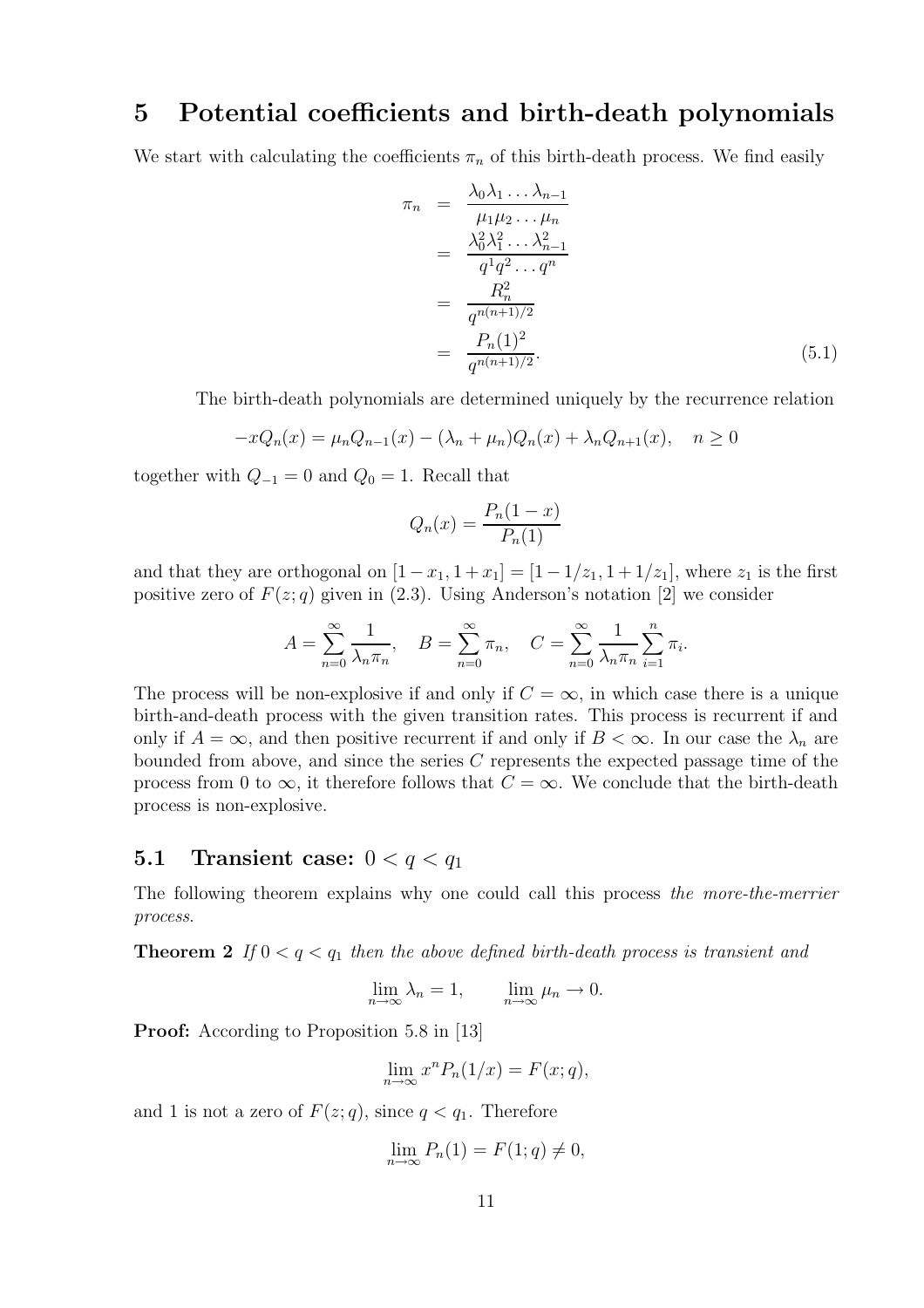# 5 Potential coefficients and birth-death polynomials

We start with calculating the coefficients $\pi_n$ of this birth-death process. We find easily

$$
\begin{aligned}
\pi_n &= \frac{\lambda_0\lambda_1\ldots\lambda_{n-1}}{\mu_1\mu_2\ldots\mu_n} \\
&= \frac{\lambda_0^2\lambda_1^2\ldots\lambda_{n-1}^2}{q^1q^2\ldots q^n} \\
&= \frac{R_n^2}{q^{n(n+1)/2}} \\
&= \frac{P_n(1)^2}{q^{n(n+1)/2}}.
\end{aligned}
\tag{5.1}
$$

The birth-death polynomials are determined uniquely by the recurrence relation

$$
-xQ_n(x) = \mu_n Q_{n-1}(x) - (\lambda_n + \mu_n)Q_n(x) + \lambda_n Q_{n+1}(x), \quad n \geq 0
$$

together with $Q_{-1} = 0$ and $Q_0 = 1$. Recall that

$$
Q_n(x) = \frac{P_n(1-x)}{P_n(1)}
$$

and that they are orthogonal on $[1-x_1, 1+x_1] = [1-1/z_1, 1+1/z_1]$, where $z_1$ is the first positive zero of $F(z;q)$ given in (2.3). Using Anderson's notation [2] we consider

$$
A = \sum_{n=0}^{\infty} \frac{1}{\lambda_n \pi_n}, \quad B = \sum_{n=0}^{\infty} \pi_n, \quad C = \sum_{n=0}^{\infty} \frac{1}{\lambda_n \pi_n} \sum_{i=1}^{n} \pi_i.
$$

The process will be non-explosive if and only if $C = \infty$, in which case there is a unique birth-and-death process with the given transition rates. This process is recurrent if and only if $A = \infty$, and then positive recurrent if and only if $B < \infty$. In our case the $\lambda_n$ are bounded from above, and since the series $C$ represents the expected passage time of the process from 0 to $\infty$, it therefore follows that $C = \infty$. We conclude that the birth-death process is non-explosive.

## 5.1 Transient case: $0 < q < q_1$

The following theorem explains why one could call this process *the more-the-merrier process*.

**Theorem 2** *If $0 < q < q_1$ then the above defined birth-death process is transient and*

$$
\lim_{n\to\infty} \lambda_n = 1, \qquad \lim_{n\to\infty} \mu_n \to 0.
$$

**Proof:** According to Proposition 5.8 in [13]

$$
\lim_{n\to\infty} x^n P_n(1/x) = F(x;q),
$$

and 1 is not a zero of $F(z;q)$, since $q < q_1$. Therefore

$$
\lim_{n\to\infty} P_n(1) = F(1;q) \neq 0,
$$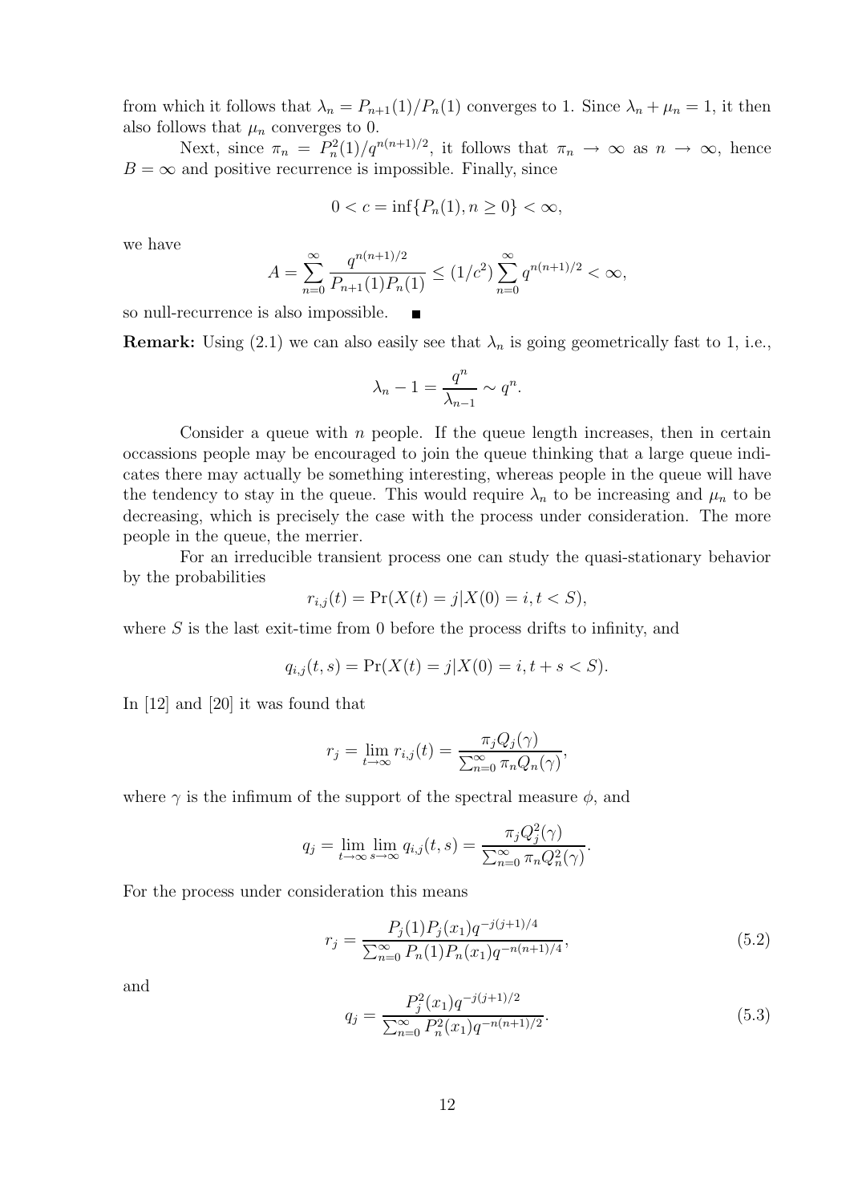from which it follows that $\lambda_n = P_{n+1}(1)/P_n(1)$ converges to 1. Since $\lambda_n + \mu_n = 1$, it then also follows that $\mu_n$ converges to 0.

Next, since $\pi_n = P_n^2(1)/q^{n(n+1)/2}$, it follows that $\pi_n \to \infty$ as $n \to \infty$, hence $B = \infty$ and positive recurrence is impossible. Finally, since

$$0 < c = \inf\{P_n(1), n \geq 0\} < \infty,$$

we have

$$A = \sum_{n=0}^{\infty} \frac{q^{n(n+1)/2}}{P_{n+1}(1)P_n(1)} \leq (1/c^2) \sum_{n=0}^{\infty} q^{n(n+1)/2} < \infty,$$

so null-recurrence is also impossible. ∎

**Remark:** Using (2.1) we can also easily see that $\lambda_n$ is going geometrically fast to 1, i.e.,

$$\lambda_n - 1 = \frac{q^n}{\lambda_{n-1}} \sim q^n.$$

Consider a queue with $n$ people. If the queue length increases, then in certain occassions people may be encouraged to join the queue thinking that a large queue indicates there may actually be something interesting, whereas people in the queue will have the tendency to stay in the queue. This would require $\lambda_n$ to be increasing and $\mu_n$ to be decreasing, which is precisely the case with the process under consideration. The more people in the queue, the merrier.

For an irreducible transient process one can study the quasi-stationary behavior by the probabilities

$$r_{i,j}(t) = \Pr(X(t) = j | X(0) = i, t < S),$$

where $S$ is the last exit-time from 0 before the process drifts to infinity, and

$$q_{i,j}(t,s) = \Pr(X(t) = j | X(0) = i, t + s < S).$$

In [12] and [20] it was found that

$$r_j = \lim_{t\to\infty} r_{i,j}(t) = \frac{\pi_j Q_j(\gamma)}{\sum_{n=0}^{\infty} \pi_n Q_n(\gamma)},$$

where $\gamma$ is the infimum of the support of the spectral measure $\phi$, and

$$q_j = \lim_{t\to\infty} \lim_{s\to\infty} q_{i,j}(t,s) = \frac{\pi_j Q_j^2(\gamma)}{\sum_{n=0}^{\infty} \pi_n Q_n^2(\gamma)}.$$

For the process under consideration this means

$$r_j = \frac{P_j(1)P_j(x_1)q^{-j(j+1)/4}}{\sum_{n=0}^{\infty} P_n(1)P_n(x_1)q^{-n(n+1)/4}}, \tag{5.2}$$

and

$$q_j = \frac{P_j^2(x_1)q^{-j(j+1)/2}}{\sum_{n=0}^{\infty} P_n^2(x_1)q^{-n(n+1)/2}}. \tag{5.3}$$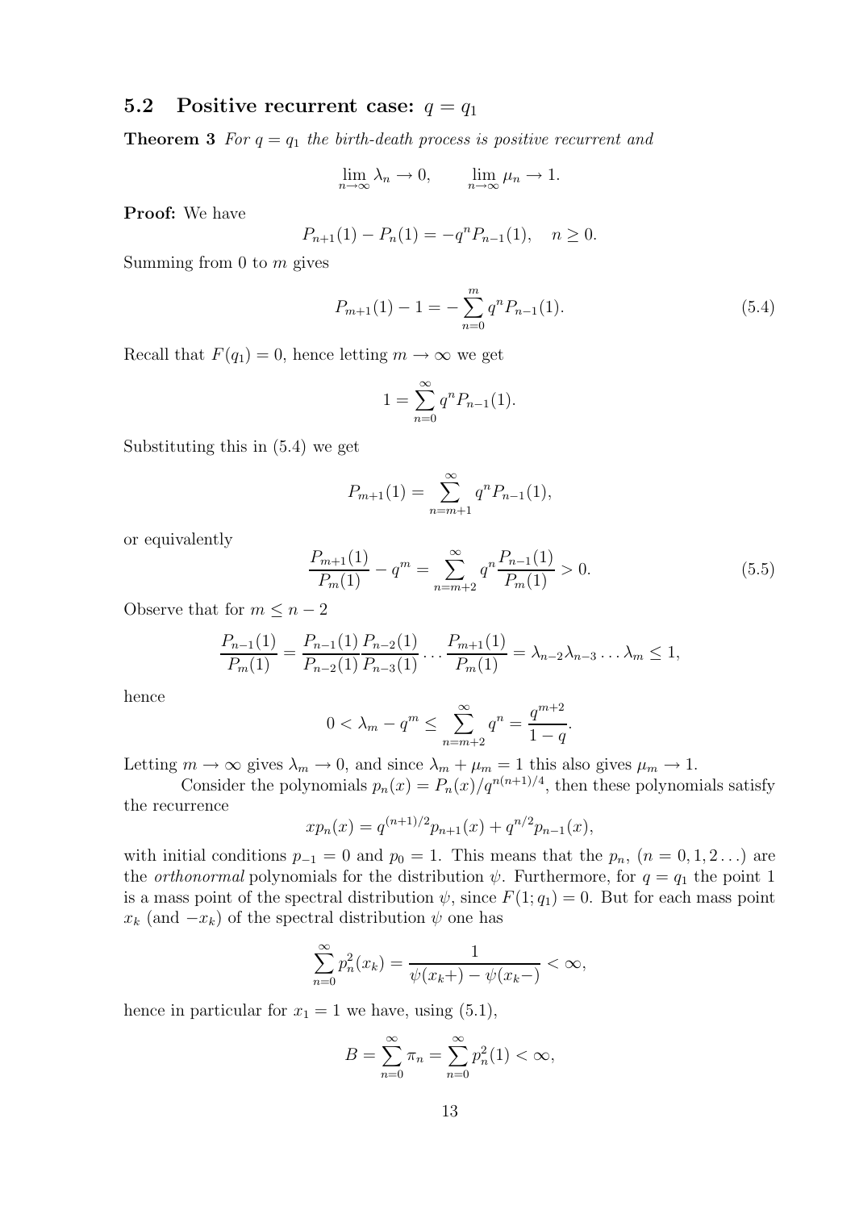## 5.2 Positive recurrent case: $q = q_1$

**Theorem 3** *For $q = q_1$ the birth-death process is positive recurrent and*

$$\lim_{n\to\infty} \lambda_n \to 0, \qquad \lim_{n\to\infty} \mu_n \to 1.$$

**Proof:** We have

$$P_{n+1}(1) - P_n(1) = -q^n P_{n-1}(1), \quad n \geq 0.$$

Summing from 0 to $m$ gives

$$P_{m+1}(1) - 1 = -\sum_{n=0}^{m} q^n P_{n-1}(1). \tag{5.4}$$

Recall that $F(q_1) = 0$, hence letting $m \to \infty$ we get

$$1 = \sum_{n=0}^{\infty} q^n P_{n-1}(1).$$

Substituting this in (5.4) we get

$$P_{m+1}(1) = \sum_{n=m+1}^{\infty} q^n P_{n-1}(1),$$

or equivalently

$$\frac{P_{m+1}(1)}{P_m(1)} - q^m = \sum_{n=m+2}^{\infty} q^n \frac{P_{n-1}(1)}{P_m(1)} > 0. \tag{5.5}$$

Observe that for $m \leq n-2$

$$\frac{P_{n-1}(1)}{P_m(1)} = \frac{P_{n-1}(1)}{P_{n-2}(1)} \frac{P_{n-2}(1)}{P_{n-3}(1)} \cdots \frac{P_{m+1}(1)}{P_m(1)} = \lambda_{n-2}\lambda_{n-3}\ldots\lambda_m \leq 1,$$

hence

$$0 < \lambda_m - q^m \leq \sum_{n=m+2}^{\infty} q^n = \frac{q^{m+2}}{1-q}.$$

Letting $m \to \infty$ gives $\lambda_m \to 0$, and since $\lambda_m + \mu_m = 1$ this also gives $\mu_m \to 1$.

Consider the polynomials $p_n(x) = P_n(x)/q^{n(n+1)/4}$, then these polynomials satisfy the recurrence

$$x p_n(x) = q^{(n+1)/2} p_{n+1}(x) + q^{n/2} p_{n-1}(x),$$

with initial conditions $p_{-1} = 0$ and $p_0 = 1$. This means that the $p_n$, $(n = 0, 1, 2\ldots)$ are the *orthonormal* polynomials for the distribution $\psi$. Furthermore, for $q = q_1$ the point 1 is a mass point of the spectral distribution $\psi$, since $F(1; q_1) = 0$. But for each mass point $x_k$ (and $-x_k$) of the spectral distribution $\psi$ one has

$$\sum_{n=0}^{\infty} p_n^2(x_k) = \frac{1}{\psi(x_k+) - \psi(x_k-)} < \infty,$$

hence in particular for $x_1 = 1$ we have, using (5.1),

$$B = \sum_{n=0}^{\infty} \pi_n = \sum_{n=0}^{\infty} p_n^2(1) < \infty,$$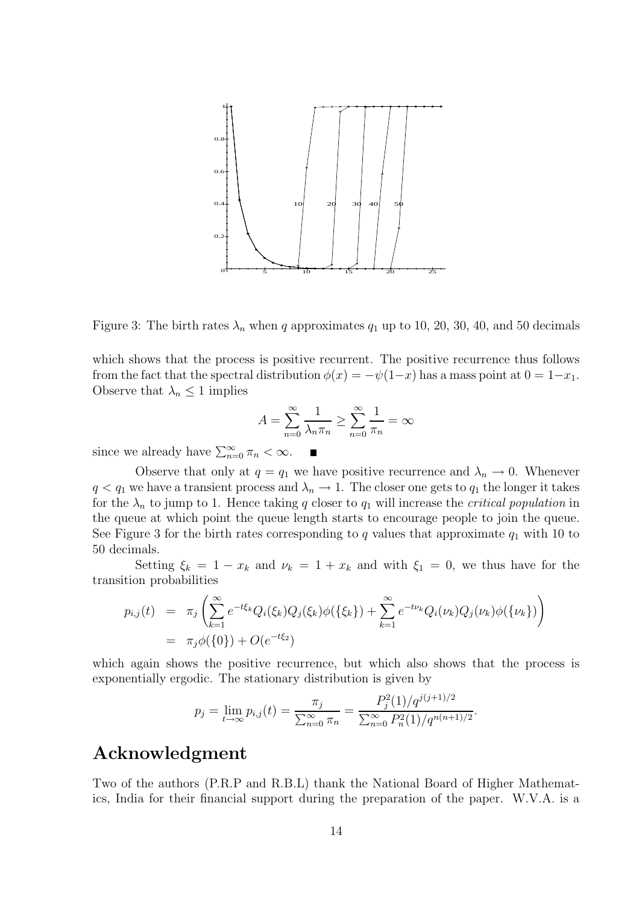Figure 3: The birth rates $\lambda_n$ when $q$ approximates $q_1$ up to 10, 20, 30, 40, and 50 decimals

which shows that the process is positive recurrent. The positive recurrence thus follows from the fact that the spectral distribution $\phi(x) = -\psi(1-x)$ has a mass point at $0 = 1-x_1$. Observe that $\lambda_n \leq 1$ implies

$$A = \sum_{n=0}^{\infty} \frac{1}{\lambda_n \pi_n} \geq \sum_{n=0}^{\infty} \frac{1}{\pi_n} = \infty$$

since we already have $\sum_{n=0}^{\infty} \pi_n < \infty$. ■

Observe that only at $q = q_1$ we have positive recurrence and $\lambda_n \to 0$. Whenever $q < q_1$ we have a transient process and $\lambda_n \to 1$. The closer one gets to $q_1$ the longer it takes for the $\lambda_n$ to jump to 1. Hence taking $q$ closer to $q_1$ will increase the *critical population* in the queue at which point the queue length starts to encourage people to join the queue. See Figure 3 for the birth rates corresponding to $q$ values that approximate $q_1$ with 10 to 50 decimals.

Setting $\xi_k = 1 - x_k$ and $\nu_k = 1 + x_k$ and with $\xi_1 = 0$, we thus have for the transition probabilities

$$\begin{aligned}
p_{i,j}(t) &= \pi_j \left( \sum_{k=1}^{\infty} e^{-t\xi_k} Q_i(\xi_k) Q_j(\xi_k) \phi(\{\xi_k\}) + \sum_{k=1}^{\infty} e^{-t\nu_k} Q_i(\nu_k) Q_j(\nu_k) \phi(\{\nu_k\}) \right) \\
&= \pi_j \phi(\{0\}) + O(e^{-t\xi_2})
\end{aligned}$$

which again shows the positive recurrence, but which also shows that the process is exponentially ergodic. The stationary distribution is given by

$$p_j = \lim_{t\to\infty} p_{i,j}(t) = \frac{\pi_j}{\sum_{n=0}^{\infty} \pi_n} = \frac{P_j^2(1)/q^{j(j+1)/2}}{\sum_{n=0}^{\infty} P_n^2(1)/q^{n(n+1)/2}}.$$

## Acknowledgment

Two of the authors (P.R.P and R.B.L) thank the National Board of Higher Mathematics, India for their financial support during the preparation of the paper. W.V.A. is a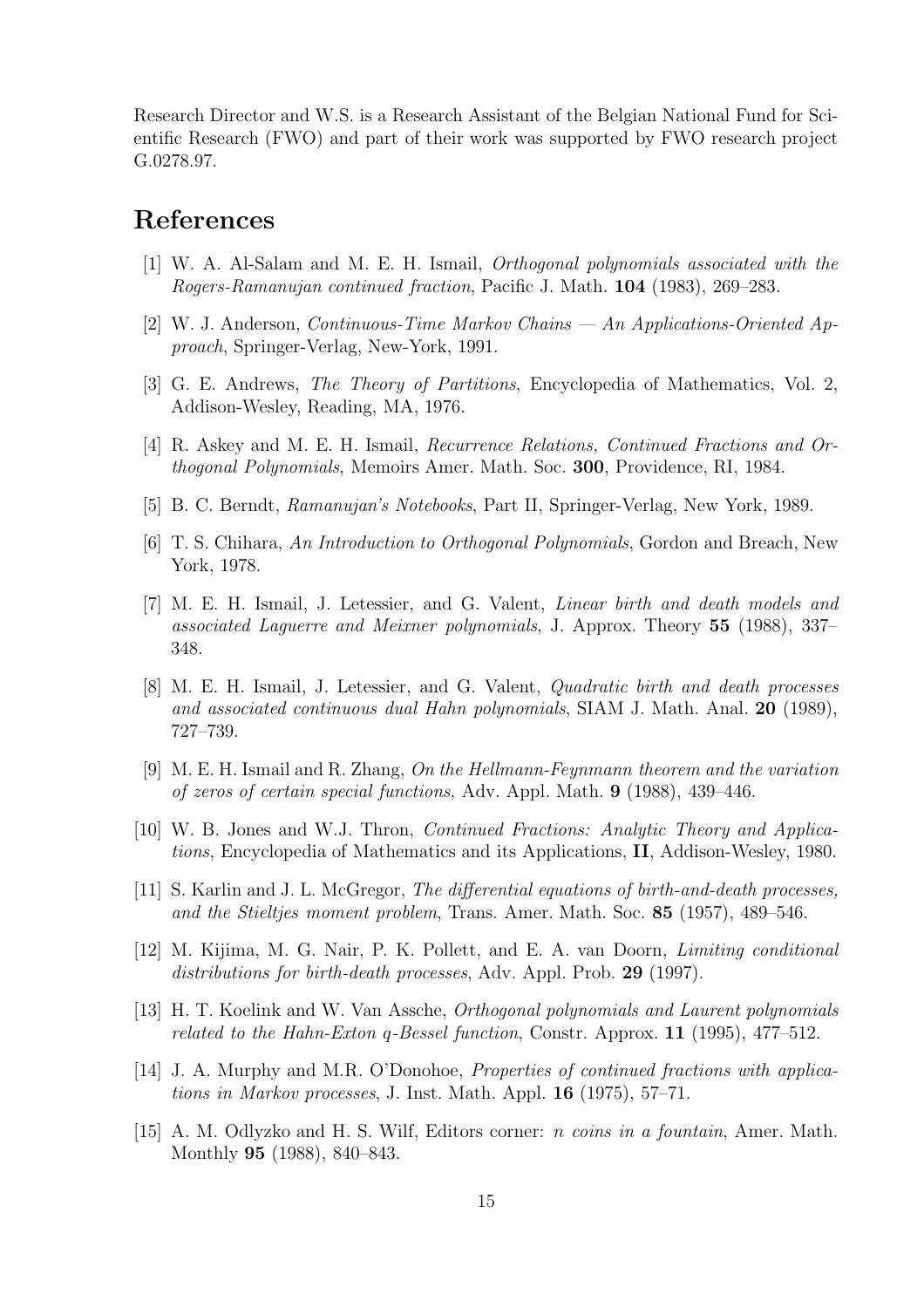Research Director and W.S. is a Research Assistant of the Belgian National Fund for Scientific Research (FWO) and part of their work was supported by FWO research project G.0278.97.

## References

[1] W. A. Al-Salam and M. E. H. Ismail, *Orthogonal polynomials associated with the Rogers-Ramanujan continued fraction*, Pacific J. Math. **104** (1983), 269–283.

[2] W. J. Anderson, *Continuous-Time Markov Chains — An Applications-Oriented Approach*, Springer-Verlag, New-York, 1991.

[3] G. E. Andrews, *The Theory of Partitions*, Encyclopedia of Mathematics, Vol. 2, Addison-Wesley, Reading, MA, 1976.

[4] R. Askey and M. E. H. Ismail, *Recurrence Relations, Continued Fractions and Orthogonal Polynomials*, Memoirs Amer. Math. Soc. **300**, Providence, RI, 1984.

[5] B. C. Berndt, *Ramanujan's Notebooks*, Part II, Springer-Verlag, New York, 1989.

[6] T. S. Chihara, *An Introduction to Orthogonal Polynomials*, Gordon and Breach, New York, 1978.

[7] M. E. H. Ismail, J. Letessier, and G. Valent, *Linear birth and death models and associated Laguerre and Meixner polynomials*, J. Approx. Theory **55** (1988), 337–348.

[8] M. E. H. Ismail, J. Letessier, and G. Valent, *Quadratic birth and death processes and associated continuous dual Hahn polynomials*, SIAM J. Math. Anal. **20** (1989), 727–739.

[9] M. E. H. Ismail and R. Zhang, *On the Hellmann-Feynmann theorem and the variation of zeros of certain special functions*, Adv. Appl. Math. **9** (1988), 439–446.

[10] W. B. Jones and W.J. Thron, *Continued Fractions: Analytic Theory and Applications*, Encyclopedia of Mathematics and its Applications, **II**, Addison-Wesley, 1980.

[11] S. Karlin and J. L. McGregor, *The differential equations of birth-and-death processes, and the Stieltjes moment problem*, Trans. Amer. Math. Soc. **85** (1957), 489–546.

[12] M. Kijima, M. G. Nair, P. K. Pollett, and E. A. van Doorn, *Limiting conditional distributions for birth-death processes*, Adv. Appl. Prob. **29** (1997).

[13] H. T. Koelink and W. Van Assche, *Orthogonal polynomials and Laurent polynomials related to the Hahn-Exton q-Bessel function*, Constr. Approx. **11** (1995), 477–512.

[14] J. A. Murphy and M.R. O'Donohoe, *Properties of continued fractions with applications in Markov processes*, J. Inst. Math. Appl. **16** (1975), 57–71.

[15] A. M. Odlyzko and H. S. Wilf, Editors corner: *n coins in a fountain*, Amer. Math. Monthly **95** (1988), 840–843.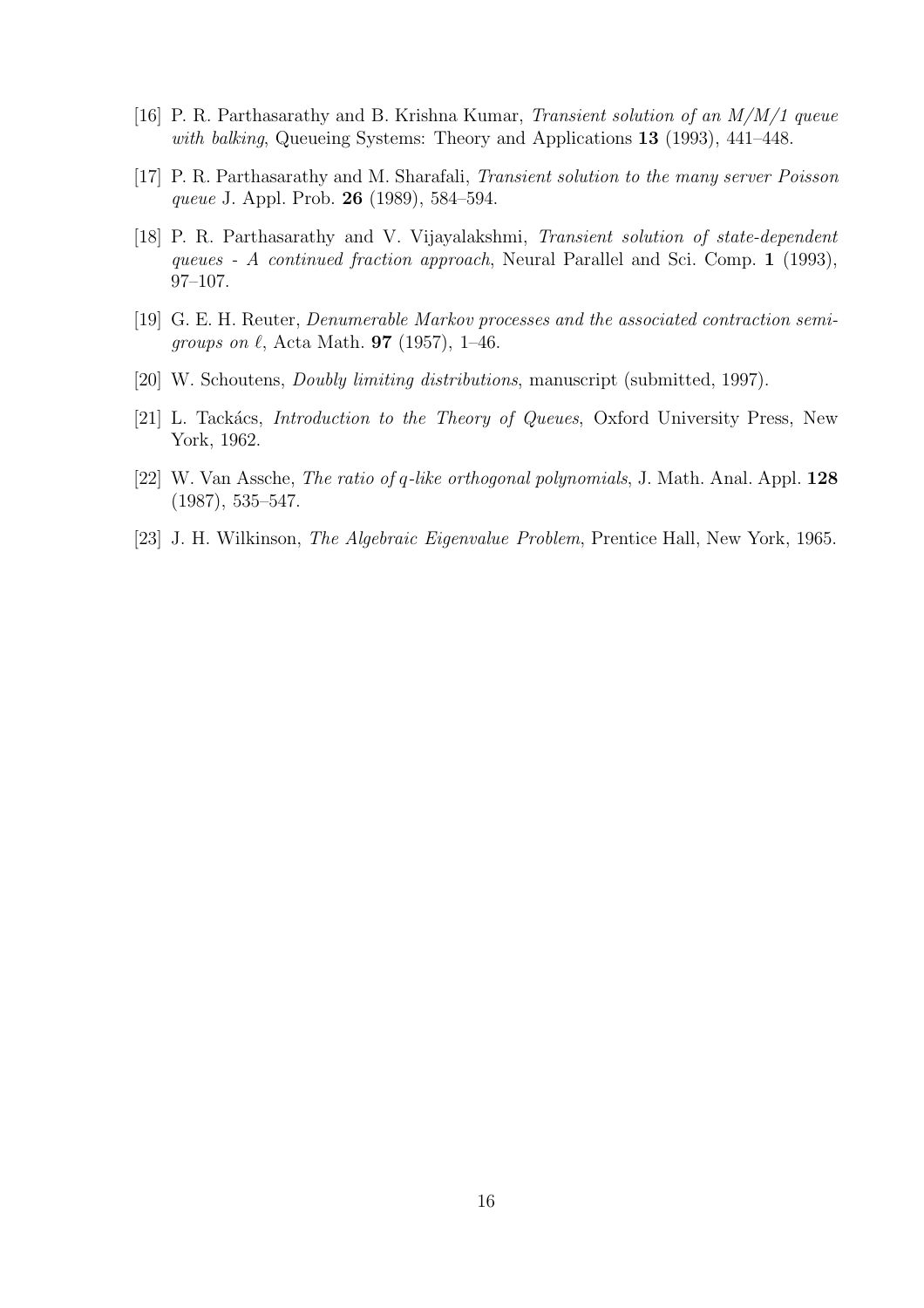[16] P. R. Parthasarathy and B. Krishna Kumar, *Transient solution of an M/M/1 queue with balking*, Queueing Systems: Theory and Applications **13** (1993), 441–448.

[17] P. R. Parthasarathy and M. Sharafali, *Transient solution to the many server Poisson queue* J. Appl. Prob. **26** (1989), 584–594.

[18] P. R. Parthasarathy and V. Vijayalakshmi, *Transient solution of state-dependent queues - A continued fraction approach*, Neural Parallel and Sci. Comp. **1** (1993), 97–107.

[19] G. E. H. Reuter, *Denumerable Markov processes and the associated contraction semigroups on $\ell$*, Acta Math. **97** (1957), 1–46.

[20] W. Schoutens, *Doubly limiting distributions*, manuscript (submitted, 1997).

[21] L. Tackács, *Introduction to the Theory of Queues*, Oxford University Press, New York, 1962.

[22] W. Van Assche, *The ratio of $q$-like orthogonal polynomials*, J. Math. Anal. Appl. **128** (1987), 535–547.

[23] J. H. Wilkinson, *The Algebraic Eigenvalue Problem*, Prentice Hall, New York, 1965.